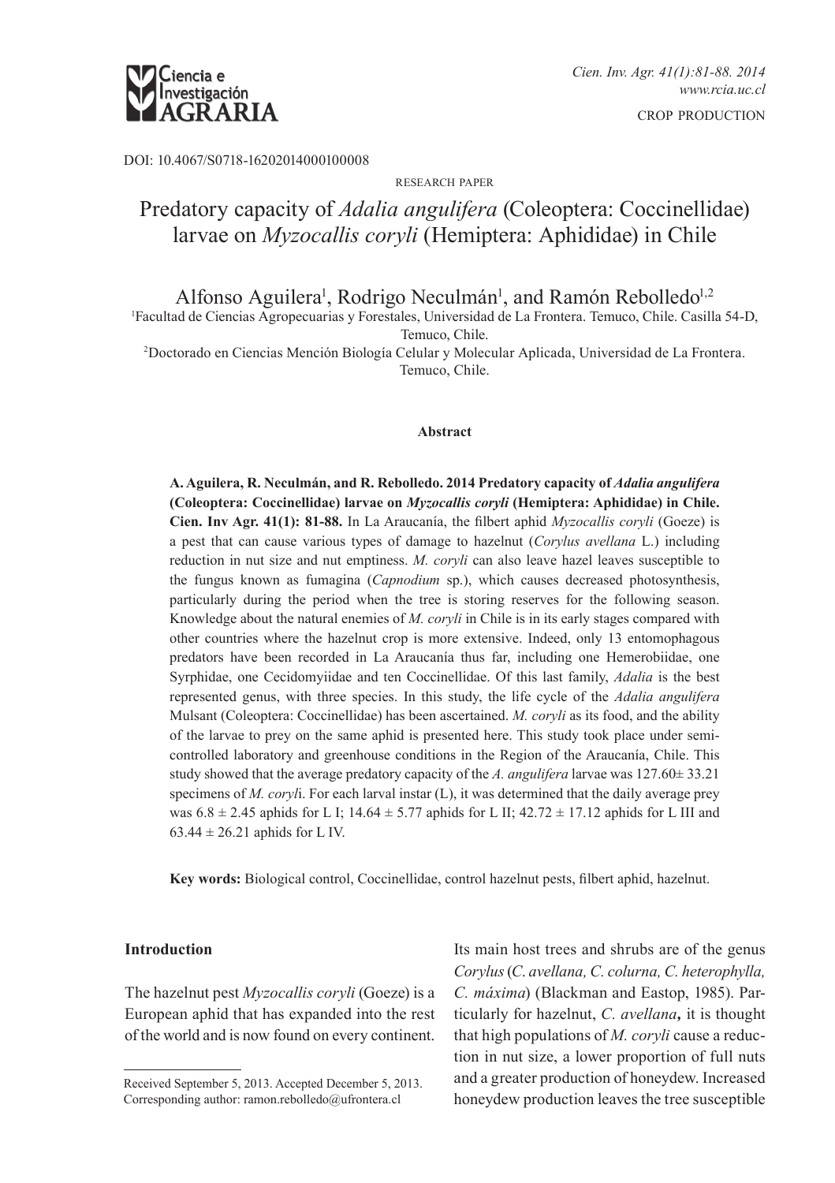DOI: 10.4067/S0718-16202014000100008

RESEARCH PAPER

# Predatory capacity of *Adalia angulifera* (Coleoptera: Coccinellidae) larvae on *Myzocallis coryli* (Hemiptera: Aphididae) in Chile

Alfonso Aguilera[1], Rodrigo Neculmán[1], and Ramón Rebolledo[1,2]

[1]Facultad de Ciencias Agropecuarias y Forestales, Universidad de La Frontera. Temuco, Chile. Casilla 54-D, Temuco, Chile.

[2]Doctorado en Ciencias Mención Biología Celular y Molecular Aplicada, Universidad de La Frontera. Temuco, Chile.

### Abstract

**A. Aguilera, R. Neculmán, and R. Rebolledo. 2014 Predatory capacity of *Adalia angulifera* (Coleoptera: Coccinellidae) larvae on *Myzocallis coryli* (Hemiptera: Aphididae) in Chile. Cien. Inv Agr. 41(1): 81-88.** In La Araucanía, the filbert aphid *Myzocallis coryli* (Goeze) is a pest that can cause various types of damage to hazelnut (*Corylus avellana* L.) including reduction in nut size and nut emptiness. *M. coryli* can also leave hazel leaves susceptible to the fungus known as fumagina (*Capnodium* sp.), which causes decreased photosynthesis, particularly during the period when the tree is storing reserves for the following season. Knowledge about the natural enemies of *M. coryli* in Chile is in its early stages compared with other countries where the hazelnut crop is more extensive. Indeed, only 13 entomophagous predators have been recorded in La Araucanía thus far, including one Hemerobiidae, one Syrphidae, one Cecidomyiidae and ten Coccinellidae. Of this last family, *Adalia* is the best represented genus, with three species. In this study, the life cycle of the *Adalia angulifera* Mulsant (Coleoptera: Coccinellidae) has been ascertained. *M. coryli* as its food, and the ability of the larvae to prey on the same aphid is presented here. This study took place under semi-controlled laboratory and greenhouse conditions in the Region of the Araucanía, Chile. This study showed that the average predatory capacity of the *A. angulifera* larvae was 127.60± 33.21 specimens of *M. coryl*i. For each larval instar (L), it was determined that the daily average prey was 6.8 ± 2.45 aphids for L I; 14.64 ± 5.77 aphids for L II; 42.72 ± 17.12 aphids for L III and 63.44 ± 26.21 aphids for L IV.

**Key words:** Biological control, Coccinellidae, control hazelnut pests, filbert aphid, hazelnut.

## Introduction

The hazelnut pest *Myzocallis coryli* (Goeze) is a European aphid that has expanded into the rest of the world and is now found on every continent. Its main host trees and shrubs are of the genus *Corylus* (*C. avellana, C. colurna, C. heterophylla, C. máxima*) (Blackman and Eastop, 1985). Particularly for hazelnut, *C. avellana***,** it is thought that high populations of *M. coryli* cause a reduction in nut size, a lower proportion of full nuts and a greater production of honeydew. Increased honeydew production leaves the tree susceptible

Received September 5, 2013. Accepted December 5, 2013.
Corresponding author: ramon.rebolledo@ufrontera.cl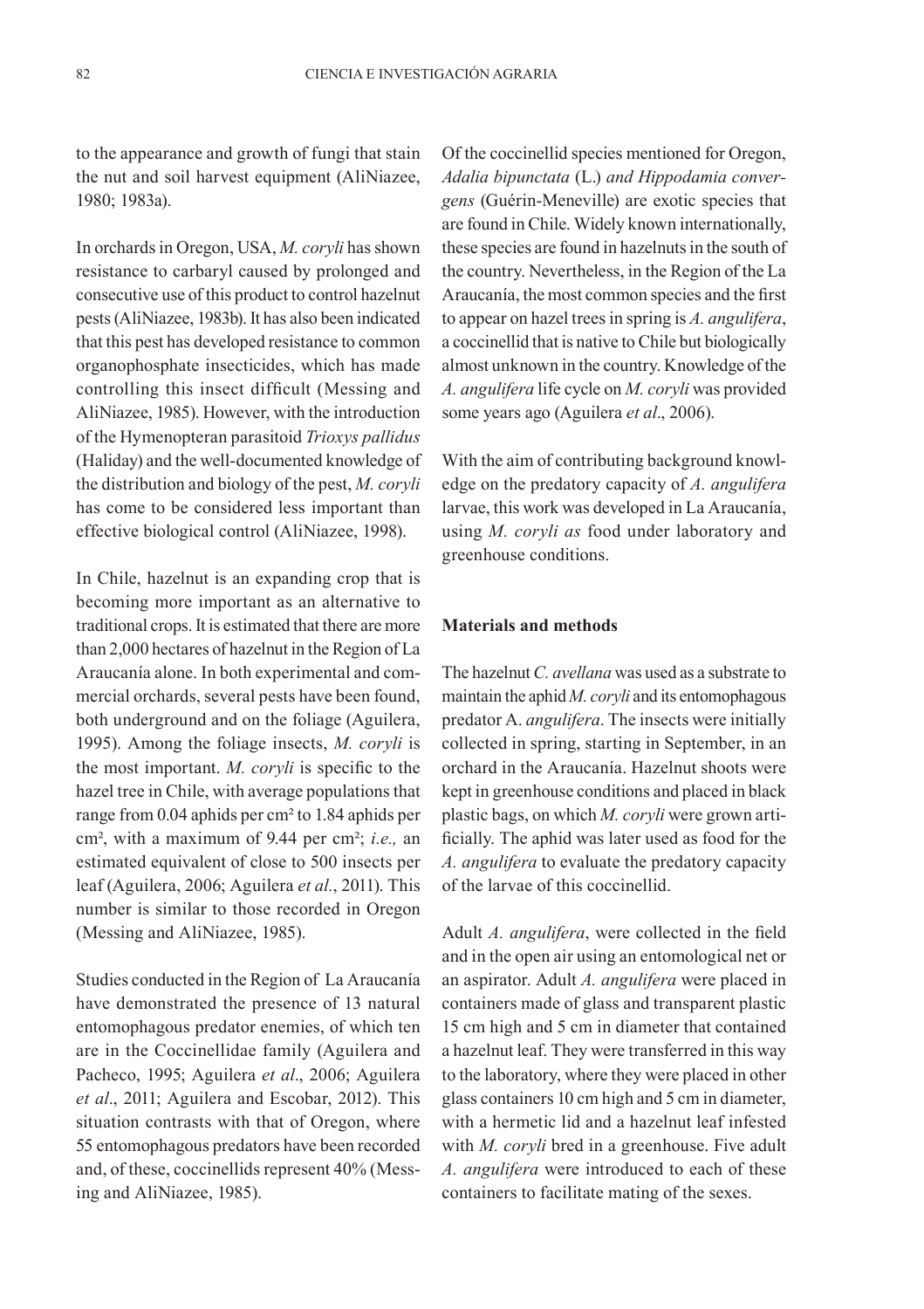to the appearance and growth of fungi that stain the nut and soil harvest equipment (AliNiazee, 1980; 1983a).

In orchards in Oregon, USA, *M. coryli* has shown resistance to carbaryl caused by prolonged and consecutive use of this product to control hazelnut pests (AliNiazee, 1983b). It has also been indicated that this pest has developed resistance to common organophosphate insecticides, which has made controlling this insect difficult (Messing and AliNiazee, 1985). However, with the introduction of the Hymenopteran parasitoid *Trioxys pallidus* (Haliday) and the well-documented knowledge of the distribution and biology of the pest, *M. coryli* has come to be considered less important than effective biological control (AliNiazee, 1998).

In Chile, hazelnut is an expanding crop that is becoming more important as an alternative to traditional crops. It is estimated that there are more than 2,000 hectares of hazelnut in the Region of La Araucanía alone. In both experimental and commercial orchards, several pests have been found, both underground and on the foliage (Aguilera, 1995). Among the foliage insects, *M. coryli* is the most important. *M. coryli* is specific to the hazel tree in Chile, with average populations that range from 0.04 aphids per cm² to 1.84 aphids per cm², with a maximum of 9.44 per cm²; *i.e.,* an estimated equivalent of close to 500 insects per leaf (Aguilera, 2006; Aguilera *et al*., 2011). This number is similar to those recorded in Oregon (Messing and AliNiazee, 1985).

Studies conducted in the Region of La Araucanía have demonstrated the presence of 13 natural entomophagous predator enemies, of which ten are in the Coccinellidae family (Aguilera and Pacheco, 1995; Aguilera *et al*., 2006; Aguilera *et al*., 2011; Aguilera and Escobar, 2012). This situation contrasts with that of Oregon, where 55 entomophagous predators have been recorded and, of these, coccinellids represent 40% (Messing and AliNiazee, 1985).

Of the coccinellid species mentioned for Oregon, *Adalia bipunctata* (L.) *and Hippodamia convergens* (Guérin-Meneville) are exotic species that are found in Chile. Widely known internationally, these species are found in hazelnuts in the south of the country. Nevertheless, in the Region of the La Araucanía, the most common species and the first to appear on hazel trees in spring is *A. angulifera*, a coccinellid that is native to Chile but biologically almost unknown in the country. Knowledge of the *A. angulifera* life cycle on *M. coryli* was provided some years ago (Aguilera *et al*., 2006).

With the aim of contributing background knowledge on the predatory capacity of *A. angulifera* larvae, this work was developed in La Araucanía, using *M. coryli as* food under laboratory and greenhouse conditions.

## Materials and methods

The hazelnut *C. avellana* was used as a substrate to maintain the aphid *M. coryli* and its entomophagous predator A. *angulifera*. The insects were initially collected in spring, starting in September, in an orchard in the Araucanía. Hazelnut shoots were kept in greenhouse conditions and placed in black plastic bags, on which *M. coryli* were grown artificially. The aphid was later used as food for the *A. angulifera* to evaluate the predatory capacity of the larvae of this coccinellid.

Adult *A. angulifera*, were collected in the field and in the open air using an entomological net or an aspirator. Adult *A. angulifera* were placed in containers made of glass and transparent plastic 15 cm high and 5 cm in diameter that contained a hazelnut leaf. They were transferred in this way to the laboratory, where they were placed in other glass containers 10 cm high and 5 cm in diameter, with a hermetic lid and a hazelnut leaf infested with *M. coryli* bred in a greenhouse. Five adult *A. angulifera* were introduced to each of these containers to facilitate mating of the sexes.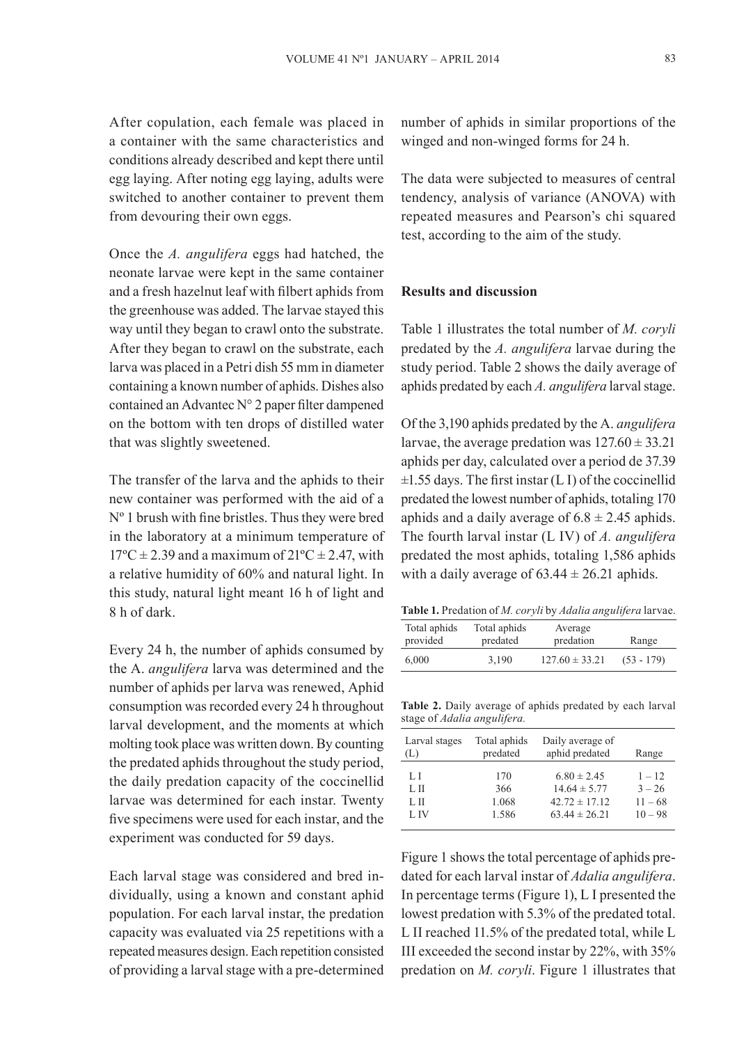After copulation, each female was placed in a container with the same characteristics and conditions already described and kept there until egg laying. After noting egg laying, adults were switched to another container to prevent them from devouring their own eggs.

Once the *A. angulifera* eggs had hatched, the neonate larvae were kept in the same container and a fresh hazelnut leaf with filbert aphids from the greenhouse was added. The larvae stayed this way until they began to crawl onto the substrate. After they began to crawl on the substrate, each larva was placed in a Petri dish 55 mm in diameter containing a known number of aphids. Dishes also contained an Advantec N° 2 paper filter dampened on the bottom with ten drops of distilled water that was slightly sweetened.

The transfer of the larva and the aphids to their new container was performed with the aid of a Nº 1 brush with fine bristles. Thus they were bred in the laboratory at a minimum temperature of 17ºC ± 2.39 and a maximum of 21ºC ± 2.47, with a relative humidity of 60% and natural light. In this study, natural light meant 16 h of light and 8 h of dark.

Every 24 h, the number of aphids consumed by the A. *angulifera* larva was determined and the number of aphids per larva was renewed, Aphid consumption was recorded every 24 h throughout larval development, and the moments at which molting took place was written down. By counting the predated aphids throughout the study period, the daily predation capacity of the coccinellid larvae was determined for each instar. Twenty five specimens were used for each instar, and the experiment was conducted for 59 days.

Each larval stage was considered and bred individually, using a known and constant aphid population. For each larval instar, the predation capacity was evaluated via 25 repetitions with a repeated measures design. Each repetition consisted of providing a larval stage with a pre-determined number of aphids in similar proportions of the winged and non-winged forms for 24 h.

The data were subjected to measures of central tendency, analysis of variance (ANOVA) with repeated measures and Pearson's chi squared test, according to the aim of the study.

## Results and discussion

Table 1 illustrates the total number of *M. coryli* predated by the *A. angulifera* larvae during the study period. Table 2 shows the daily average of aphids predated by each *A. angulifera* larval stage.

Of the 3,190 aphids predated by the A. *angulifera* larvae, the average predation was 127.60 ± 33.21 aphids per day, calculated over a period de 37.39 ±1.55 days. The first instar (L I) of the coccinellid predated the lowest number of aphids, totaling 170 aphids and a daily average of 6.8 ± 2.45 aphids. The fourth larval instar (L IV) of *A. angulifera* predated the most aphids, totaling 1,586 aphids with a daily average of 63.44 ± 26.21 aphids.

**Table 1.** Predation of *M. coryli* by *Adalia angulifera* larvae.

| Total aphids provided | Total aphids predated | Average predation | Range |
|---|---|---|---|
| 6,000 | 3,190 | 127.60 ± 33.21 | (53 - 179) |

**Table 2.** Daily average of aphids predated by each larval stage of *Adalia angulifera.*

| Larval stages (L) | Total aphids predated | Daily average of aphid predated | Range |
|---|---|---|---|
| L I | 170 | 6.80 ± 2.45 | 1 – 12 |
| L II | 366 | 14.64 ± 5.77 | 3 – 26 |
| L II | 1.068 | 42.72 ± 17.12 | 11 – 68 |
| L IV | 1.586 | 63.44 ± 26.21 | 10 – 98 |

Figure 1 shows the total percentage of aphids predated for each larval instar of *Adalia angulifera*. In percentage terms (Figure 1), L I presented the lowest predation with 5.3% of the predated total. L II reached 11.5% of the predated total, while L III exceeded the second instar by 22%, with 35% predation on *M. coryli*. Figure 1 illustrates that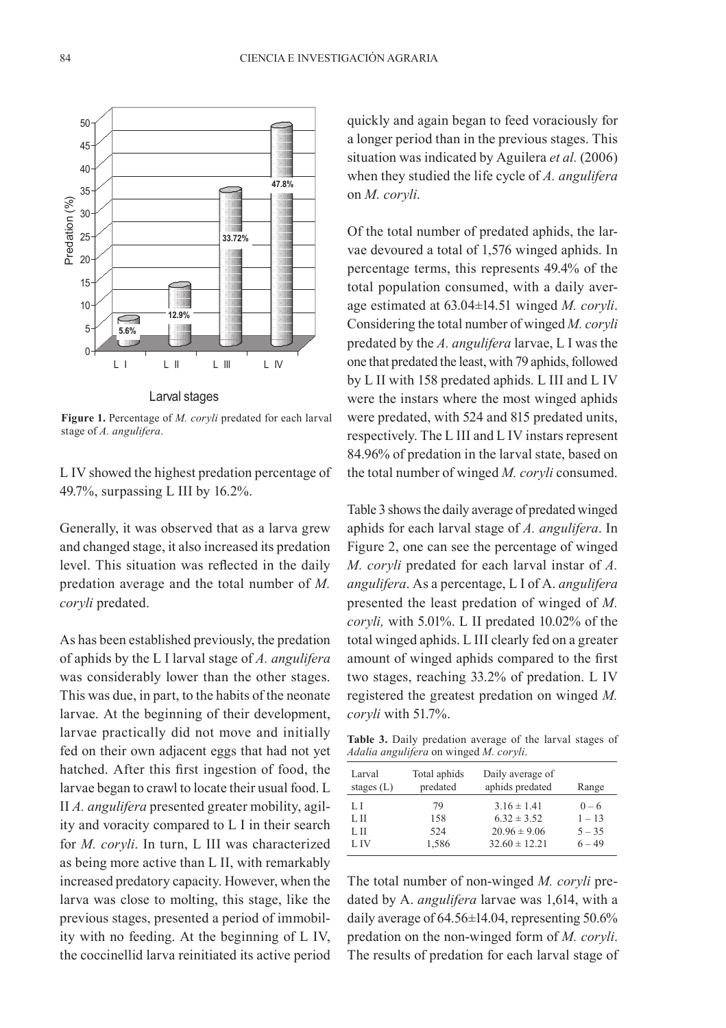**Figure 1.** Percentage of *M. coryli* predated for each larval stage of *A. angulifera*.

L IV showed the highest predation percentage of 49.7%, surpassing L III by 16.2%.

Generally, it was observed that as a larva grew and changed stage, it also increased its predation level. This situation was reflected in the daily predation average and the total number of *M. coryli* predated.

As has been established previously, the predation of aphids by the L I larval stage of *A. angulifera* was considerably lower than the other stages. This was due, in part, to the habits of the neonate larvae. At the beginning of their development, larvae practically did not move and initially fed on their own adjacent eggs that had not yet hatched. After this first ingestion of food, the larvae began to crawl to locate their usual food. L II *A. angulifera* presented greater mobility, agility and voracity compared to L I in their search for *M. coryli*. In turn, L III was characterized as being more active than L II, with remarkably increased predatory capacity. However, when the larva was close to molting, this stage, like the previous stages, presented a period of immobility with no feeding. At the beginning of L IV, the coccinellid larva reinitiated its active period quickly and again began to feed voraciously for a longer period than in the previous stages. This situation was indicated by Aguilera *et al.* (2006) when they studied the life cycle of *A. angulifera* on *M. coryli*.

Of the total number of predated aphids, the larvae devoured a total of 1,576 winged aphids. In percentage terms, this represents 49.4% of the total population consumed, with a daily average estimated at 63.04±14.51 winged *M. coryli*. Considering the total number of winged *M. coryli* predated by the *A. angulifera* larvae, L I was the one that predated the least, with 79 aphids, followed by L II with 158 predated aphids. L III and L IV were the instars where the most winged aphids were predated, with 524 and 815 predated units, respectively. The L III and L IV instars represent 84.96% of predation in the larval state, based on the total number of winged *M. coryli* consumed.

Table 3 shows the daily average of predated winged aphids for each larval stage of *A. angulifera*. In Figure 2, one can see the percentage of winged *M. coryli* predated for each larval instar of *A. angulifera*. As a percentage, L I of A. *angulifera* presented the least predation of winged of *M. coryli,* with 5.01%. L II predated 10.02% of the total winged aphids. L III clearly fed on a greater amount of winged aphids compared to the first two stages, reaching 33.2% of predation. L IV registered the greatest predation on winged *M. coryli* with 51.7%.

**Table 3.** Daily predation average of the larval stages of *Adalia angulifera* on winged *M. coryli*.

| Larval stages (L) | Total aphids predated | Daily average of aphids predated | Range |
|---|---|---|---|
| L I | 79 | 3.16 ± 1.41 | 0 – 6 |
| L II | 158 | 6.32 ± 3.52 | 1 – 13 |
| L II | 524 | 20.96 ± 9.06 | 5 – 35 |
| L IV | 1,586 | 32.60 ± 12.21 | 6 – 49 |

The total number of non-winged *M. coryli* predated by A. *angulifera* larvae was 1,614, with a daily average of 64.56±14.04, representing 50.6% predation on the non-winged form of *M. coryli*. The results of predation for each larval stage of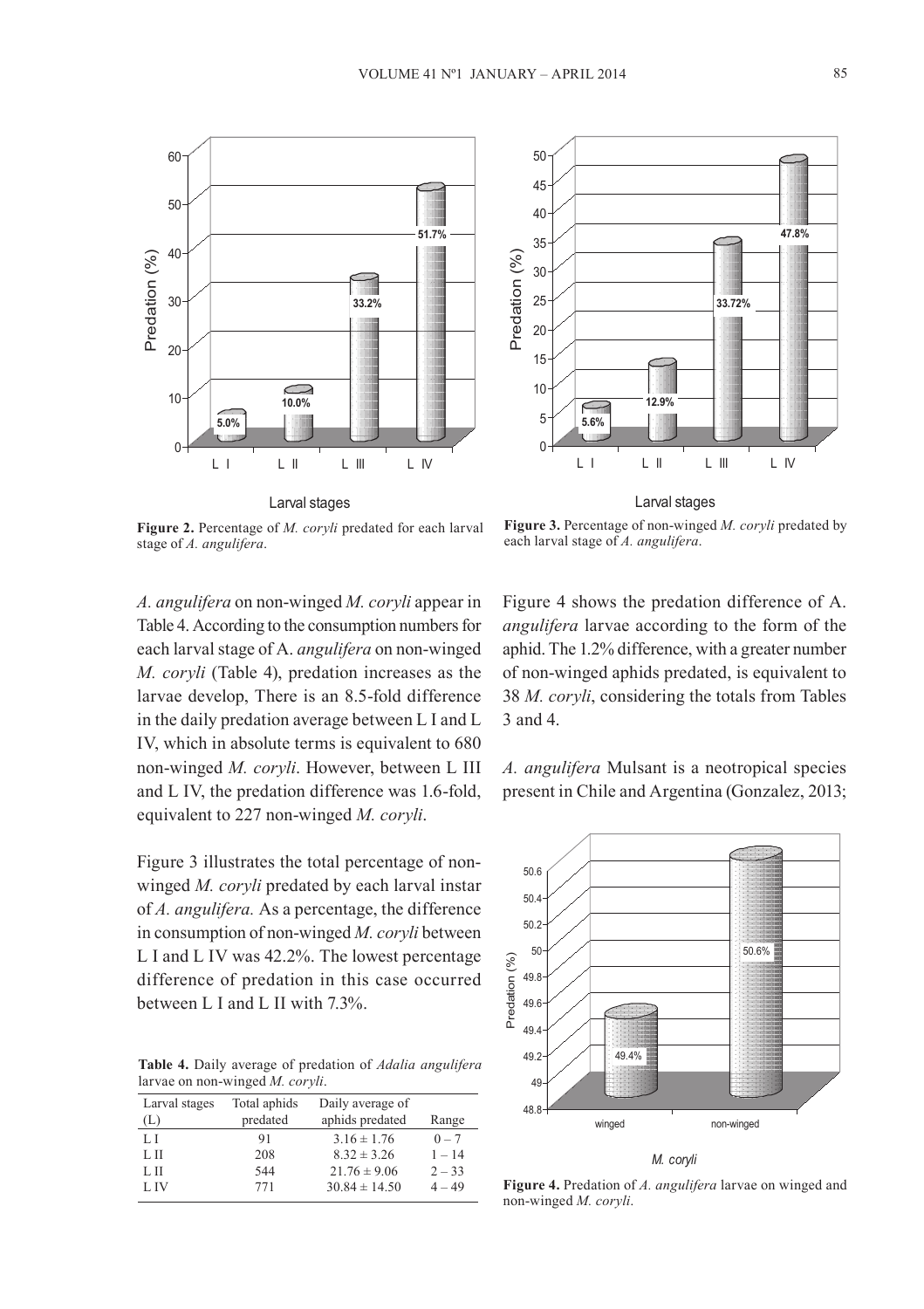**Figure 2.** Percentage of *M. coryli* predated for each larval stage of *A. angulifera*.

**Figure 3.** Percentage of non-winged *M. coryli* predated by each larval stage of *A. angulifera*.

*A. angulifera* on non-winged *M. coryli* appear in Table 4. According to the consumption numbers for each larval stage of A. *angulifera* on non-winged *M. coryli* (Table 4), predation increases as the larvae develop, There is an 8.5-fold difference in the daily predation average between L I and L IV, which in absolute terms is equivalent to 680 non-winged *M. coryli*. However, between L III and L IV, the predation difference was 1.6-fold, equivalent to 227 non-winged *M. coryli*.

Figure 3 illustrates the total percentage of non-winged *M. coryli* predated by each larval instar of *A. angulifera.* As a percentage, the difference in consumption of non-winged *M. coryli* between L I and L IV was 42.2%. The lowest percentage difference of predation in this case occurred between L I and L II with 7.3%.

**Table 4.** Daily average of predation of *Adalia angulifera* larvae on non-winged *M. coryli*.

| Larval stages (L) | Total aphids predated | Daily average of aphids predated | Range |
|---|---|---|---|
| L I | 91 | 3.16 ± 1.76 | 0 – 7 |
| L II | 208 | 8.32 ± 3.26 | 1 – 14 |
| L II | 544 | 21.76 ± 9.06 | 2 – 33 |
| L IV | 771 | 30.84 ± 14.50 | 4 – 49 |

Figure 4 shows the predation difference of A. *angulifera* larvae according to the form of the aphid. The 1.2% difference, with a greater number of non-winged aphids predated, is equivalent to 38 *M. coryli*, considering the totals from Tables 3 and 4.

*A. angulifera* Mulsant is a neotropical species present in Chile and Argentina (Gonzalez, 2013;

**Figure 4.** Predation of *A. angulifera* larvae on winged and non-winged *M. coryli*.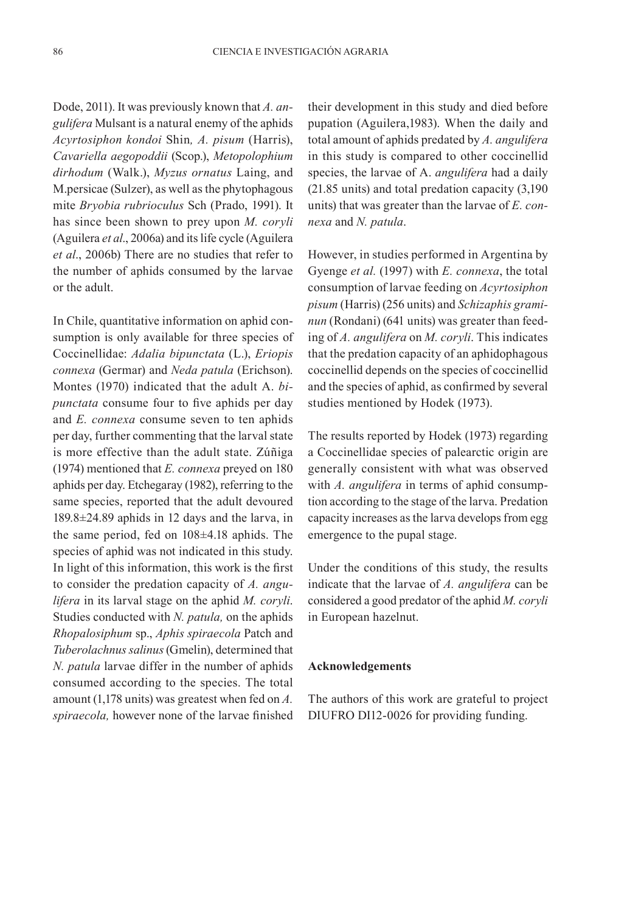Dode, 2011). It was previously known that *A. angulifera* Mulsant is a natural enemy of the aphids *Acyrtosiphon kondoi* Shin*, A. pisum* (Harris), *Cavariella aegopoddii* (Scop.), *Metopolophium dirhodum* (Walk.), *Myzus ornatus* Laing, and M.persicae (Sulzer), as well as the phytophagous mite *Bryobia rubrioculus* Sch (Prado, 1991). It has since been shown to prey upon *M. coryli* (Aguilera *et al*., 2006a) and its life cycle (Aguilera *et al*., 2006b) There are no studies that refer to the number of aphids consumed by the larvae or the adult.

In Chile, quantitative information on aphid consumption is only available for three species of Coccinellidae: *Adalia bipunctata* (L.), *Eriopis connexa* (Germar) and *Neda patula* (Erichson). Montes (1970) indicated that the adult A. *bipunctata* consume four to five aphids per day and *E. connexa* consume seven to ten aphids per day, further commenting that the larval state is more effective than the adult state. Zúñiga (1974) mentioned that *E. connexa* preyed on 180 aphids per day. Etchegaray (1982), referring to the same species, reported that the adult devoured 189.8±24.89 aphids in 12 days and the larva, in the same period, fed on 108±4.18 aphids. The species of aphid was not indicated in this study. In light of this information, this work is the first to consider the predation capacity of *A. angulifera* in its larval stage on the aphid *M. coryli*. Studies conducted with *N. patula,* on the aphids *Rhopalosiphum* sp., *Aphis spiraecola* Patch and *Tuberolachnus salinus* (Gmelin), determined that *N. patula* larvae differ in the number of aphids consumed according to the species. The total amount (1,178 units) was greatest when fed on *A. spiraecola,* however none of the larvae finished their development in this study and died before pupation (Aguilera,1983). When the daily and total amount of aphids predated by *A. angulifera* in this study is compared to other coccinellid species, the larvae of A. *angulifera* had a daily (21.85 units) and total predation capacity (3,190 units) that was greater than the larvae of *E. connexa* and *N. patula*.

However, in studies performed in Argentina by Gyenge *et al.* (1997) with *E. connexa*, the total consumption of larvae feeding on *Acyrtosiphon pisum* (Harris) (256 units) and *Schizaphis graminun* (Rondani) (641 units) was greater than feeding of *A. angulifera* on *M. coryli*. This indicates that the predation capacity of an aphidophagous coccinellid depends on the species of coccinellid and the species of aphid, as confirmed by several studies mentioned by Hodek (1973).

The results reported by Hodek (1973) regarding a Coccinellidae species of palearctic origin are generally consistent with what was observed with *A. angulifera* in terms of aphid consumption according to the stage of the larva. Predation capacity increases as the larva develops from egg emergence to the pupal stage.

Under the conditions of this study, the results indicate that the larvae of *A. angulifera* can be considered a good predator of the aphid *M. coryli* in European hazelnut.

## Acknowledgements

The authors of this work are grateful to project DIUFRO DI12-0026 for providing funding.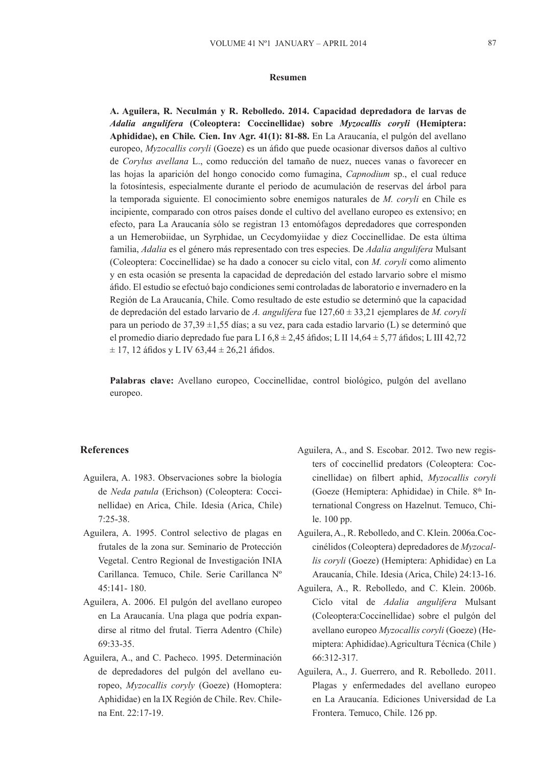## Resumen

**A. Aguilera, R. Neculmán y R. Rebolledo. 2014. Capacidad depredadora de larvas de *Adalia angulifera* (Coleoptera: Coccinellidae) sobre *Myzocallis coryli* (Hemiptera: Aphididae), en Chile. Cien. Inv Agr. 41(1): 81-88.** En La Araucanía, el pulgón del avellano europeo, *Myzocallis coryli* (Goeze) es un áfido que puede ocasionar diversos daños al cultivo de *Corylus avellana* L., como reducción del tamaño de nuez, nueces vanas o favorecer en las hojas la aparición del hongo conocido como fumagina, *Capnodium* sp., el cual reduce la fotosíntesis, especialmente durante el periodo de acumulación de reservas del árbol para la temporada siguiente. El conocimiento sobre enemigos naturales de *M. coryli* en Chile es incipiente, comparado con otros países donde el cultivo del avellano europeo es extensivo; en efecto, para La Araucanía sólo se registran 13 entomófagos depredadores que corresponden a un Hemerobiidae, un Syrphidae, un Cecydomyiidae y diez Coccinellidae. De esta última familia, *Adalia* es el género más representado con tres especies. De *Adalia angulifera* Mulsant (Coleoptera: Coccinellidae) se ha dado a conocer su ciclo vital, con *M. coryli* como alimento y en esta ocasión se presenta la capacidad de depredación del estado larvario sobre el mismo áfido. El estudio se efectuó bajo condiciones semi controladas de laboratorio e invernadero en la Región de La Araucanía, Chile. Como resultado de este estudio se determinó que la capacidad de depredación del estado larvario de *A. angulifera* fue 127,60 ± 33,21 ejemplares de *M. coryli* para un periodo de 37,39 ±1,55 días; a su vez, para cada estadio larvario (L) se determinó que el promedio diario depredado fue para L I 6,8 ± 2,45 áfidos; L II 14,64 ± 5,77 áfidos; L III 42,72 ± 17, 12 áfidos y L IV 63,44 ± 26,21 áfidos.

**Palabras clave:** Avellano europeo, Coccinellidae, control biológico, pulgón del avellano europeo.

## References

Aguilera, A. 1983. Observaciones sobre la biología de *Neda patula* (Erichson) (Coleoptera: Coccinellidae) en Arica, Chile. Idesia (Arica, Chile) 7:25-38.

Aguilera, A. 1995. Control selectivo de plagas en frutales de la zona sur. Seminario de Protección Vegetal. Centro Regional de Investigación INIA Carillanca. Temuco, Chile. Serie Carillanca Nº 45:141- 180.

Aguilera, A. 2006. El pulgón del avellano europeo en La Araucanía. Una plaga que podría expandirse al ritmo del frutal. Tierra Adentro (Chile) 69:33-35.

Aguilera, A., and C. Pacheco. 1995. Determinación de depredadores del pulgón del avellano europeo, *Myzocallis coryly* (Goeze) (Homoptera: Aphididae) en la IX Región de Chile. Rev. Chilena Ent. 22:17-19.

Aguilera, A., and S. Escobar. 2012. Two new registers of coccinellid predators (Coleoptera: Coccinellidae) on filbert aphid, *Myzocallis coryli* (Goeze (Hemiptera: Aphididae) in Chile. 8th International Congress on Hazelnut. Temuco, Chile. 100 pp.

Aguilera, A., R. Rebolledo, and C. Klein. 2006a. Coccinélidos (Coleoptera) depredadores de *Myzocallis coryli* (Goeze) (Hemiptera: Aphididae) en La Araucanía, Chile. Idesia (Arica, Chile) 24:13-16.

Aguilera, A., R. Rebolledo, and C. Klein. 2006b. Ciclo vital de *Adalia angulifera* Mulsant (Coleoptera:Coccinellidae) sobre el pulgón del avellano europeo *Myzocallis coryli* (Goeze) (Hemiptera: Aphididae).Agricultura Técnica (Chile ) 66:312-317.

Aguilera, A., J. Guerrero, and R. Rebolledo. 2011. Plagas y enfermedades del avellano europeo en La Araucanía. Ediciones Universidad de La Frontera. Temuco, Chile. 126 pp.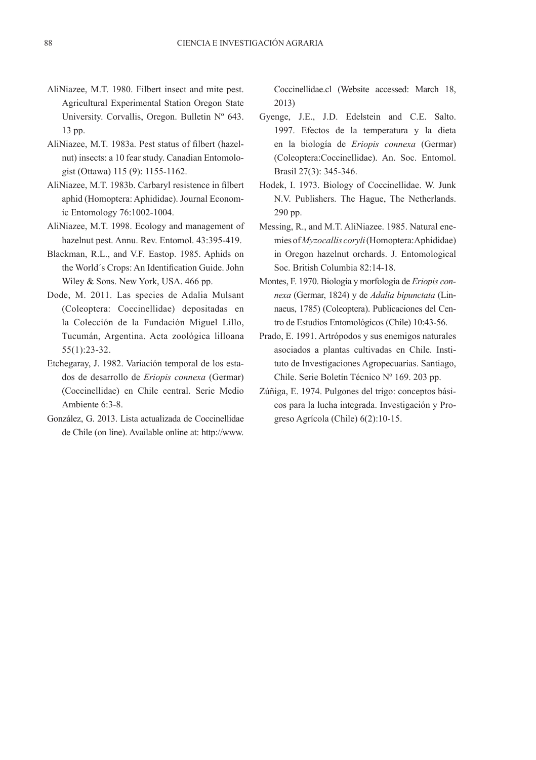AliNiazee, M.T. 1980. Filbert insect and mite pest. Agricultural Experimental Station Oregon State University. Corvallis, Oregon. Bulletin Nº 643. 13 pp.

AliNiazee, M.T. 1983a. Pest status of filbert (hazelnut) insects: a 10 fear study. Canadian Entomologist (Ottawa) 115 (9): 1155-1162.

AliNiazee, M.T. 1983b. Carbaryl resistence in filbert aphid (Homoptera: Aphididae). Journal Economic Entomology 76:1002-1004.

AliNiazee, M.T. 1998. Ecology and management of hazelnut pest. Annu. Rev. Entomol. 43:395-419.

Blackman, R.L., and V.F. Eastop. 1985. Aphids on the World´s Crops: An Identification Guide. John Wiley & Sons. New York, USA. 466 pp.

Dode, M. 2011. Las species de Adalia Mulsant (Coleoptera: Coccinellidae) depositadas en la Colección de la Fundación Miguel Lillo, Tucumán, Argentina. Acta zoológica lilloana 55(1):23-32.

Etchegaray, J. 1982. Variación temporal de los estados de desarrollo de *Eriopis connexa* (Germar) (Coccinellidae) en Chile central. Serie Medio Ambiente 6:3-8.

González, G. 2013. Lista actualizada de Coccinellidae de Chile (on line). Available online at: http://www.Coccinellidae.cl (Website accessed: March 18, 2013)

Gyenge, J.E., J.D. Edelstein and C.E. Salto. 1997. Efectos de la temperatura y la dieta en la biología de *Eriopis connexa* (Germar) (Coleoptera:Coccinellidae). An. Soc. Entomol. Brasil 27(3): 345-346.

Hodek, I. 1973. Biology of Coccinellidae. W. Junk N.V. Publishers. The Hague, The Netherlands. 290 pp.

Messing, R., and M.T. AliNiazee. 1985. Natural enemies of *Myzocallis coryli* (Homoptera:Aphididae) in Oregon hazelnut orchards. J. Entomological Soc. British Columbia 82:14-18.

Montes, F. 1970. Biología y morfología de *Eriopis connexa* (Germar, 1824) y de *Adalia bipunctata* (Linnaeus, 1785) (Coleoptera). Publicaciones del Centro de Estudios Entomológicos (Chile) 10:43-56.

Prado, E. 1991. Artrópodos y sus enemigos naturales asociados a plantas cultivadas en Chile. Instituto de Investigaciones Agropecuarias. Santiago, Chile. Serie Boletín Técnico Nº 169. 203 pp.

Zúñiga, E. 1974. Pulgones del trigo: conceptos básicos para la lucha integrada. Investigación y Progreso Agrícola (Chile) 6(2):10-15.